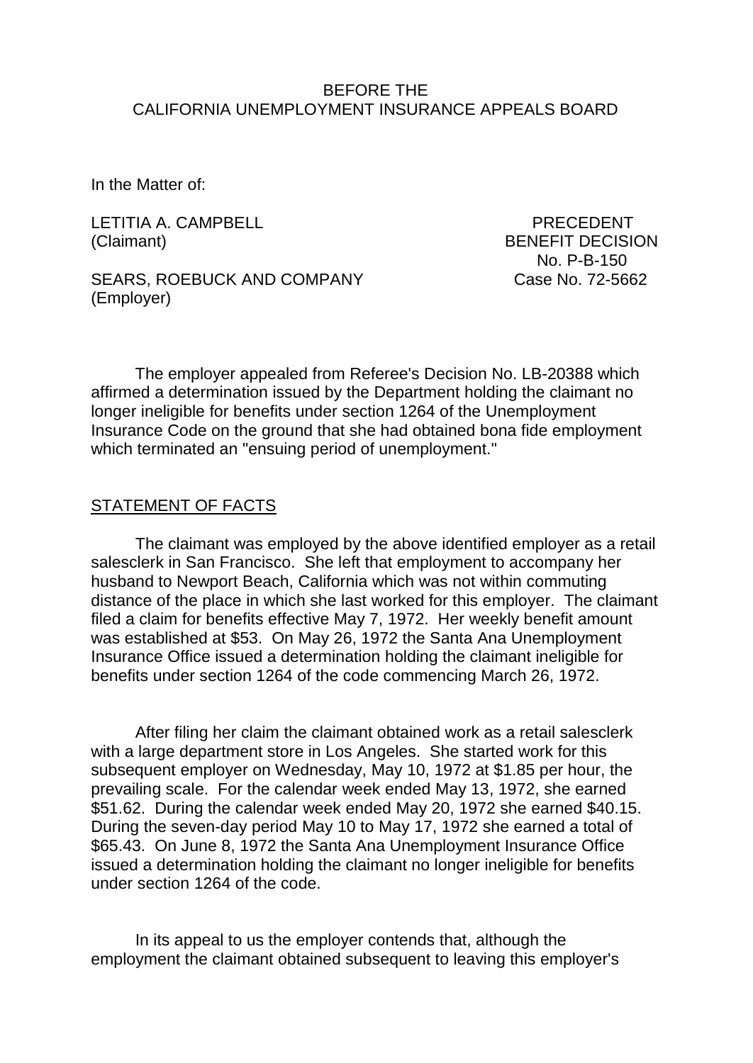BEFORE THE
CALIFORNIA UNEMPLOYMENT INSURANCE APPEALS BOARD

In the Matter of:

LETITIA A. CAMPBELL
(Claimant)

SEARS, ROEBUCK AND COMPANY
(Employer)

PRECEDENT
BENEFIT DECISION
No. P-B-150
Case No. 72-5662

The employer appealed from Referee's Decision No. LB-20388 which affirmed a determination issued by the Department holding the claimant no longer ineligible for benefits under section 1264 of the Unemployment Insurance Code on the ground that she had obtained bona fide employment which terminated an "ensuing period of unemployment."

STATEMENT OF FACTS

The claimant was employed by the above identified employer as a retail salesclerk in San Francisco. She left that employment to accompany her husband to Newport Beach, California which was not within commuting distance of the place in which she last worked for this employer. The claimant filed a claim for benefits effective May 7, 1972. Her weekly benefit amount was established at $53. On May 26, 1972 the Santa Ana Unemployment Insurance Office issued a determination holding the claimant ineligible for benefits under section 1264 of the code commencing March 26, 1972.

After filing her claim the claimant obtained work as a retail salesclerk with a large department store in Los Angeles. She started work for this subsequent employer on Wednesday, May 10, 1972 at $1.85 per hour, the prevailing scale. For the calendar week ended May 13, 1972, she earned $51.62. During the calendar week ended May 20, 1972 she earned $40.15. During the seven-day period May 10 to May 17, 1972 she earned a total of $65.43. On June 8, 1972 the Santa Ana Unemployment Insurance Office issued a determination holding the claimant no longer ineligible for benefits under section 1264 of the code.

In its appeal to us the employer contends that, although the employment the claimant obtained subsequent to leaving this employer's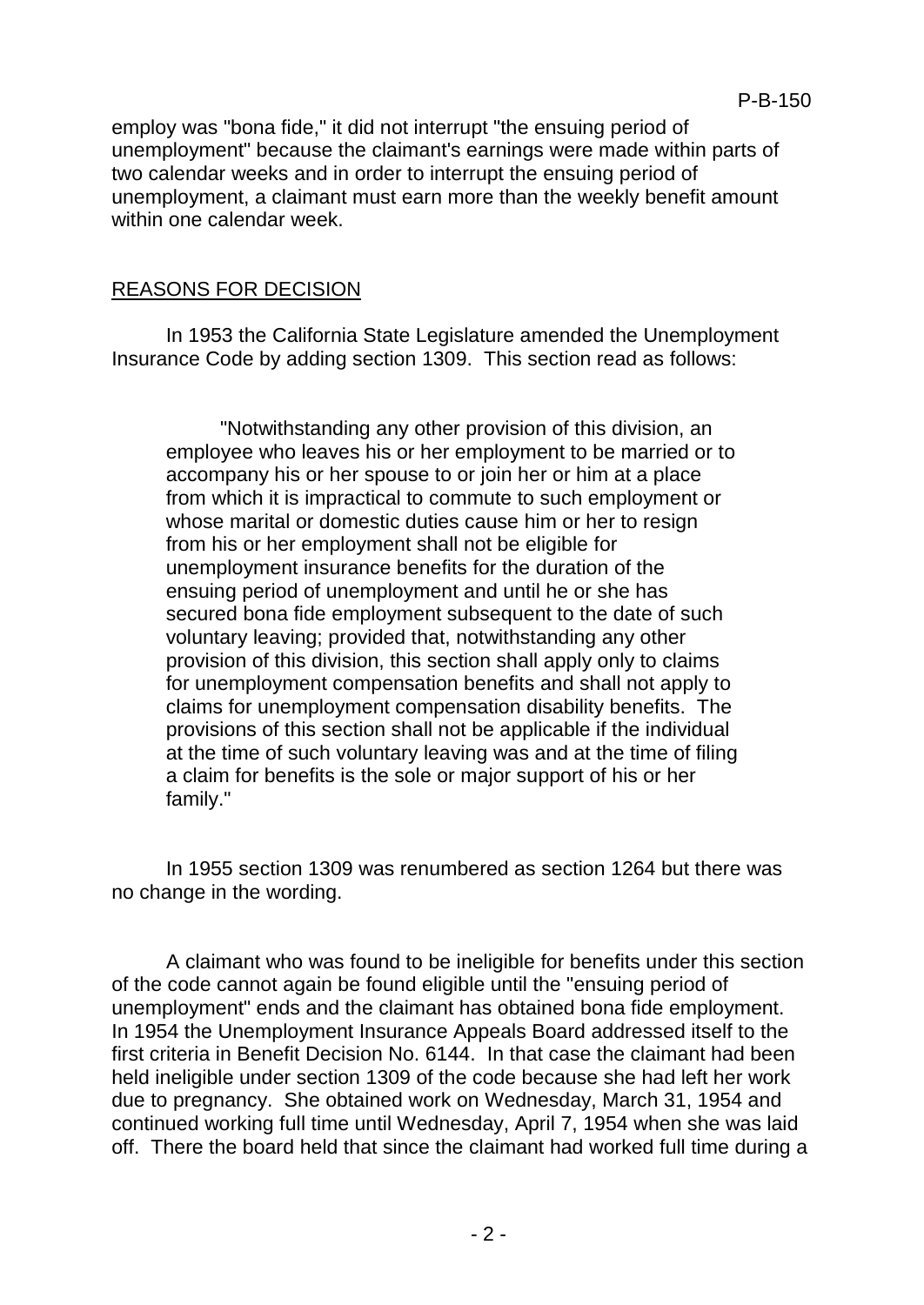employ was "bona fide," it did not interrupt "the ensuing period of unemployment" because the claimant's earnings were made within parts of two calendar weeks and in order to interrupt the ensuing period of unemployment, a claimant must earn more than the weekly benefit amount within one calendar week.

## REASONS FOR DECISION

In 1953 the California State Legislature amended the Unemployment Insurance Code by adding section 1309. This section read as follows:

> "Notwithstanding any other provision of this division, an employee who leaves his or her employment to be married or to accompany his or her spouse to or join her or him at a place from which it is impractical to commute to such employment or whose marital or domestic duties cause him or her to resign from his or her employment shall not be eligible for unemployment insurance benefits for the duration of the ensuing period of unemployment and until he or she has secured bona fide employment subsequent to the date of such voluntary leaving; provided that, notwithstanding any other provision of this division, this section shall apply only to claims for unemployment compensation benefits and shall not apply to claims for unemployment compensation disability benefits. The provisions of this section shall not be applicable if the individual at the time of such voluntary leaving was and at the time of filing a claim for benefits is the sole or major support of his or her family."

In 1955 section 1309 was renumbered as section 1264 but there was no change in the wording.

A claimant who was found to be ineligible for benefits under this section of the code cannot again be found eligible until the "ensuing period of unemployment" ends and the claimant has obtained bona fide employment. In 1954 the Unemployment Insurance Appeals Board addressed itself to the first criteria in Benefit Decision No. 6144. In that case the claimant had been held ineligible under section 1309 of the code because she had left her work due to pregnancy. She obtained work on Wednesday, March 31, 1954 and continued working full time until Wednesday, April 7, 1954 when she was laid off. There the board held that since the claimant had worked full time during a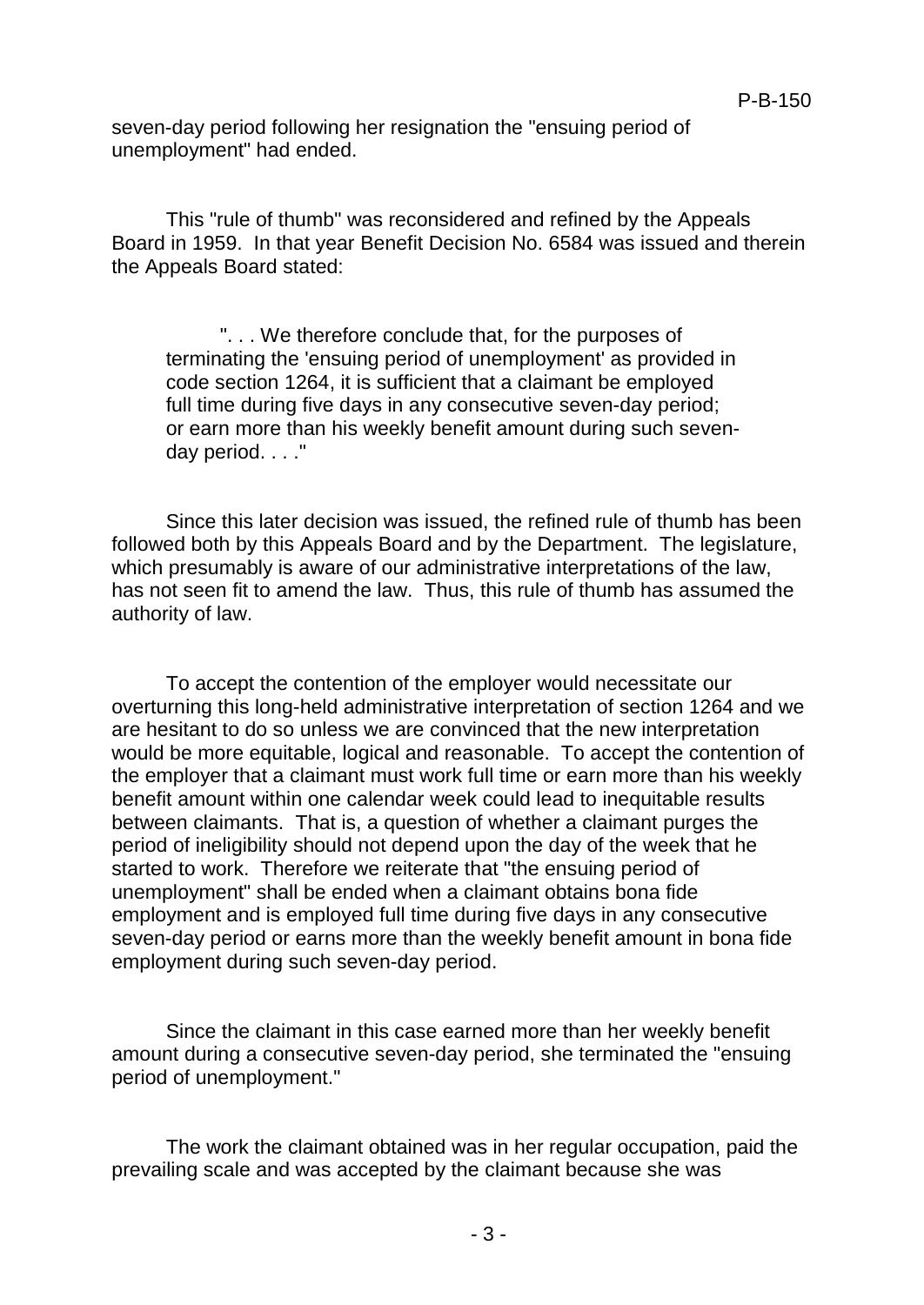seven-day period following her resignation the "ensuing period of unemployment" had ended.

This "rule of thumb" was reconsidered and refined by the Appeals Board in 1959. In that year Benefit Decision No. 6584 was issued and therein the Appeals Board stated:

> ". . . We therefore conclude that, for the purposes of terminating the 'ensuing period of unemployment' as provided in code section 1264, it is sufficient that a claimant be employed full time during five days in any consecutive seven-day period; or earn more than his weekly benefit amount during such seven-day period. . . ."

Since this later decision was issued, the refined rule of thumb has been followed both by this Appeals Board and by the Department. The legislature, which presumably is aware of our administrative interpretations of the law, has not seen fit to amend the law. Thus, this rule of thumb has assumed the authority of law.

To accept the contention of the employer would necessitate our overturning this long-held administrative interpretation of section 1264 and we are hesitant to do so unless we are convinced that the new interpretation would be more equitable, logical and reasonable. To accept the contention of the employer that a claimant must work full time or earn more than his weekly benefit amount within one calendar week could lead to inequitable results between claimants. That is, a question of whether a claimant purges the period of ineligibility should not depend upon the day of the week that he started to work. Therefore we reiterate that "the ensuing period of unemployment" shall be ended when a claimant obtains bona fide employment and is employed full time during five days in any consecutive seven-day period or earns more than the weekly benefit amount in bona fide employment during such seven-day period.

Since the claimant in this case earned more than her weekly benefit amount during a consecutive seven-day period, she terminated the "ensuing period of unemployment."

The work the claimant obtained was in her regular occupation, paid the prevailing scale and was accepted by the claimant because she was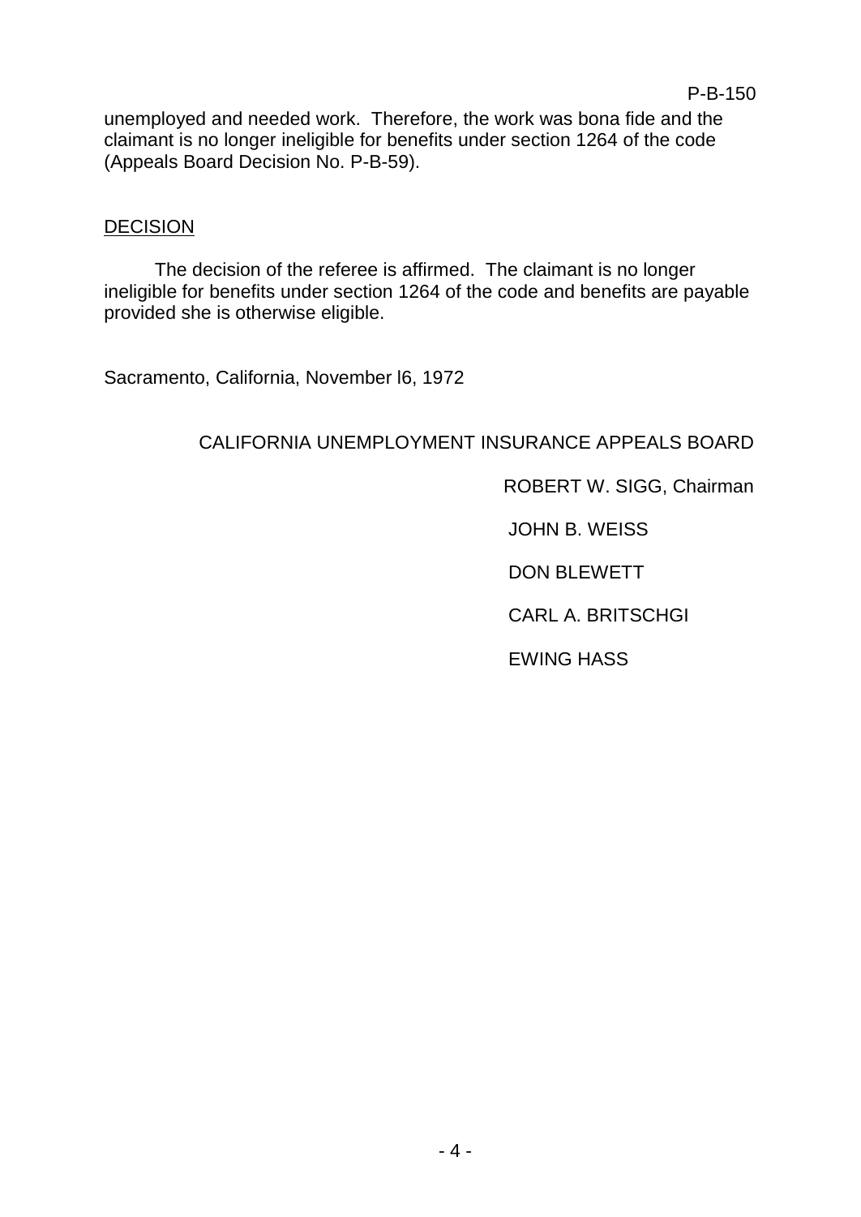unemployed and needed work. Therefore, the work was bona fide and the claimant is no longer ineligible for benefits under section 1264 of the code (Appeals Board Decision No. P-B-59).

## DECISION

The decision of the referee is affirmed. The claimant is no longer ineligible for benefits under section 1264 of the code and benefits are payable provided she is otherwise eligible.

Sacramento, California, November l6, 1972

CALIFORNIA UNEMPLOYMENT INSURANCE APPEALS BOARD

ROBERT W. SIGG, Chairman

JOHN B. WEISS

DON BLEWETT

CARL A. BRITSCHGI

EWING HASS